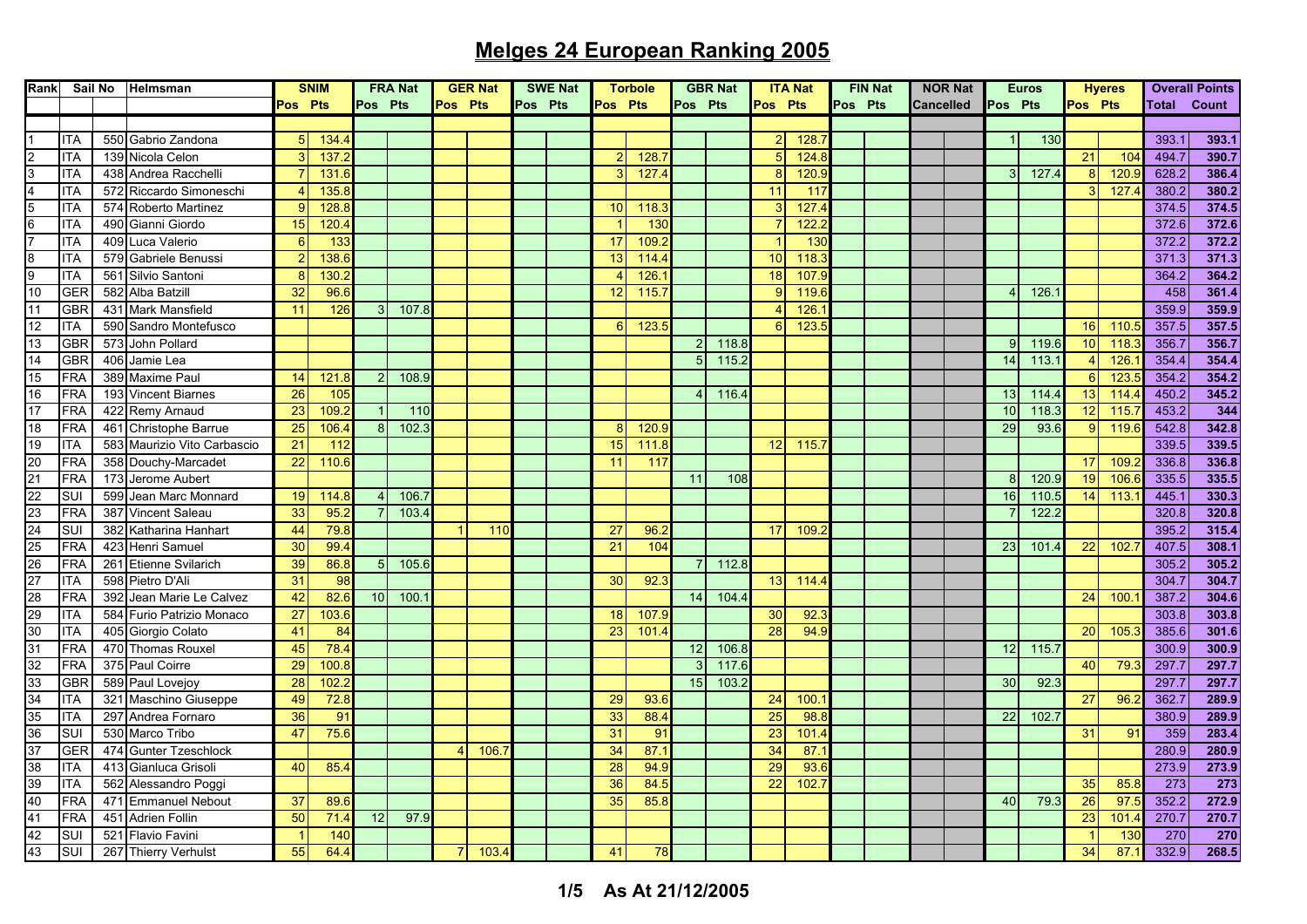# Melges 24 European Ranking 2005

| Rank | Sail No | | Helmsman | SNIM | | FRA Nat | | GER Nat | | SWE Nat | | Torbole | | GBR Nat | | ITA Nat | | FIN Nat | | NOR Nat | | Euros | | Hyeres | | Overall Points | |
|---|---|---|---|---|---|---|---|---|---|---|---|---|---|---|---|---|---|---|---|---|---|---|---|---|---|---|---|
| | | | | Pos | Pts | Pos | Pts | Pos | Pts | Pos | Pts | Pos | Pts | Pos | Pts | Pos | Pts | Pos | Pts | Cancelled | | Pos | Pts | Pos | Pts | Total | Count |
| 1 | ITA | 550 | Gabrio Zandona | 5 | 134.4 | | | | | | | | | | | 2 | 128.7 | | | | | 1 | 130 | | | 393.1 | 393.1 |
| 2 | ITA | 139 | Nicola Celon | 3 | 137.2 | | | | | | | 2 | 128.7 | | | 5 | 124.8 | | | | | | | 21 | 104 | 494.7 | 390.7 |
| 3 | ITA | 438 | Andrea Racchelli | 7 | 131.6 | | | | | | | 3 | 127.4 | | | 8 | 120.9 | | | | | 3 | 127.4 | 8 | 120.9 | 628.2 | 386.4 |
| 4 | ITA | 572 | Riccardo Simoneschi | 4 | 135.8 | | | | | | | | | | | 11 | 117 | | | | | | | 3 | 127.4 | 380.2 | 380.2 |
| 5 | ITA | 574 | Roberto Martinez | 9 | 128.8 | | | | | | | 10 | 118.3 | | | 3 | 127.4 | | | | | | | | | 374.5 | 374.5 |
| 6 | ITA | 490 | Gianni Giordo | 15 | 120.4 | | | | | | | 1 | 130 | | | 7 | 122.2 | | | | | | | | | 372.6 | 372.6 |
| 7 | ITA | 409 | Luca Valerio | 6 | 133 | | | | | | | 17 | 109.2 | | | 1 | 130 | | | | | | | | | 372.2 | 372.2 |
| 8 | ITA | 579 | Gabriele Benussi | 2 | 138.6 | | | | | | | 13 | 114.4 | | | 10 | 118.3 | | | | | | | | | 371.3 | 371.3 |
| 9 | ITA | 561 | Silvio Santoni | 8 | 130.2 | | | | | | | 4 | 126.1 | | | 18 | 107.9 | | | | | | | | | 364.2 | 364.2 |
| 10 | GER | 582 | Alba Batzill | 32 | 96.6 | | | | | | | 12 | 115.7 | | | 9 | 119.6 | | | | | 4 | 126.1 | | | 458 | 361.4 |
| 11 | GBR | 431 | Mark Mansfield | 11 | 126 | 3 | 107.8 | | | | | | | | | 4 | 126.1 | | | | | | | | | 359.9 | 359.9 |
| 12 | ITA | 590 | Sandro Montefusco | | | | | | | | | 6 | 123.5 | | | 6 | 123.5 | | | | | | | 16 | 110.5 | 357.5 | 357.5 |
| 13 | GBR | 573 | John Pollard | | | | | | | | | | | 2 | 118.8 | | | | | | | 9 | 119.6 | 10 | 118.3 | 356.7 | 356.7 |
| 14 | GBR | 406 | Jamie Lea | | | | | | | | | | | 5 | 115.2 | | | | | | | 14 | 113.1 | 4 | 126.1 | 354.4 | 354.4 |
| 15 | FRA | 389 | Maxime Paul | 14 | 121.8 | 2 | 108.9 | | | | | | | | | | | | | | | | | 6 | 123.5 | 354.2 | 354.2 |
| 16 | FRA | 193 | Vincent Biarnes | 26 | 105 | | | | | | | | | 4 | 116.4 | | | | | | | 13 | 114.4 | 13 | 114.4 | 450.2 | 345.2 |
| 17 | FRA | 422 | Remy Arnaud | 23 | 109.2 | 1 | 110 | | | | | | | | | | | | | | | 10 | 118.3 | 12 | 115.7 | 453.2 | 344 |
| 18 | FRA | 461 | Christophe Barrue | 25 | 106.4 | 8 | 102.3 | | | | | 8 | 120.9 | | | | | | | | | 29 | 93.6 | 9 | 119.6 | 542.8 | 342.8 |
| 19 | ITA | 583 | Maurizio Vito Carbascio | 21 | 112 | | | | | | | 15 | 111.8 | | | 12 | 115.7 | | | | | | | | | 339.5 | 339.5 |
| 20 | FRA | 358 | Douchy-Marcadet | 22 | 110.6 | | | | | | | 11 | 117 | | | | | | | | | | | 17 | 109.2 | 336.8 | 336.8 |
| 21 | FRA | 173 | Jerome Aubert | | | | | | | | | | | 11 | 108 | | | | | | | 8 | 120.9 | 19 | 106.6 | 335.5 | 335.5 |
| 22 | SUI | 599 | Jean Marc Monnard | 19 | 114.8 | 4 | 106.7 | | | | | | | | | | | | | | | 16 | 110.5 | 14 | 113.1 | 445.1 | 330.3 |
| 23 | FRA | 387 | Vincent Saleau | 33 | 95.2 | 7 | 103.4 | | | | | | | | | | | | | | | 7 | 122.2 | | | 320.8 | 320.8 |
| 24 | SUI | 382 | Katharina Hanhart | 44 | 79.8 | | | 1 | 110 | | | 27 | 96.2 | | | 17 | 109.2 | | | | | | | | | 395.2 | 315.4 |
| 25 | FRA | 423 | Henri Samuel | 30 | 99.4 | | | | | | | 21 | 104 | | | | | | | | | 23 | 101.4 | 22 | 102.7 | 407.5 | 308.1 |
| 26 | FRA | 261 | Etienne Svilarich | 39 | 86.8 | 5 | 105.6 | | | | | | | 7 | 112.8 | | | | | | | | | | | 305.2 | 305.2 |
| 27 | ITA | 598 | Pietro D'Ali | 31 | 98 | | | | | | | 30 | 92.3 | | | 13 | 114.4 | | | | | | | | | 304.7 | 304.7 |
| 28 | FRA | 392 | Jean Marie Le Calvez | 42 | 82.6 | 10 | 100.1 | | | | | | | 14 | 104.4 | | | | | | | | | 24 | 100.1 | 387.2 | 304.6 |
| 29 | ITA | 584 | Furio Patrizio Monaco | 27 | 103.6 | | | | | | | 18 | 107.9 | | | 30 | 92.3 | | | | | | | | | 303.8 | 303.8 |
| 30 | ITA | 405 | Giorgio Colato | 41 | 84 | | | | | | | 23 | 101.4 | | | 28 | 94.9 | | | | | | | 20 | 105.3 | 385.6 | 301.6 |
| 31 | FRA | 470 | Thomas Rouxel | 45 | 78.4 | | | | | | | | | 12 | 106.8 | | | | | | | 12 | 115.7 | | | 300.9 | 300.9 |
| 32 | FRA | 375 | Paul Coirre | 29 | 100.8 | | | | | | | | | 3 | 117.6 | | | | | | | | | 40 | 79.3 | 297.7 | 297.7 |
| 33 | GBR | 589 | Paul Lovejoy | 28 | 102.2 | | | | | | | | | 15 | 103.2 | | | | | | | 30 | 92.3 | | | 297.7 | 297.7 |
| 34 | ITA | 321 | Maschino Giuseppe | 49 | 72.8 | | | | | | | 29 | 93.6 | | | 24 | 100.1 | | | | | | | 27 | 96.2 | 362.7 | 289.9 |
| 35 | ITA | 297 | Andrea Fornaro | 36 | 91 | | | | | | | 33 | 88.4 | | | 25 | 98.8 | | | | | 22 | 102.7 | | | 380.9 | 289.9 |
| 36 | SUI | 530 | Marco Tribo | 47 | 75.6 | | | | | | | 31 | 91 | | | 23 | 101.4 | | | | | | | 31 | 91 | 359 | 283.4 |
| 37 | GER | 474 | Gunter Tzeschlock | | | | | 4 | 106.7 | | | 34 | 87.1 | | | 34 | 87.1 | | | | | | | | | 280.9 | 280.9 |
| 38 | ITA | 413 | Gianluca Grisoli | 40 | 85.4 | | | | | | | 28 | 94.9 | | | 29 | 93.6 | | | | | | | | | 273.9 | 273.9 |
| 39 | ITA | 562 | Alessandro Poggi | | | | | | | | | 36 | 84.5 | | | 22 | 102.7 | | | | | | | 35 | 85.8 | 273 | 273 |
| 40 | FRA | 471 | Emmanuel Nebout | 37 | 89.6 | | | | | | | 35 | 85.8 | | | | | | | | | 40 | 79.3 | 26 | 97.5 | 352.2 | 272.9 |
| 41 | FRA | 451 | Adrien Follin | 50 | 71.4 | 12 | 97.9 | | | | | | | | | | | | | | | | | 23 | 101.4 | 270.7 | 270.7 |
| 42 | SUI | 521 | Flavio Favini | 1 | 140 | | | | | | | | | | | | | | | | | | | 1 | 130 | 270 | 270 |
| 43 | SUI | 267 | Thierry Verhulst | 55 | 64.4 | | | 7 | 103.4 | | | 41 | 78 | | | | | | | | | | | 34 | 87.1 | 332.9 | 268.5 |

As At 21/12/2005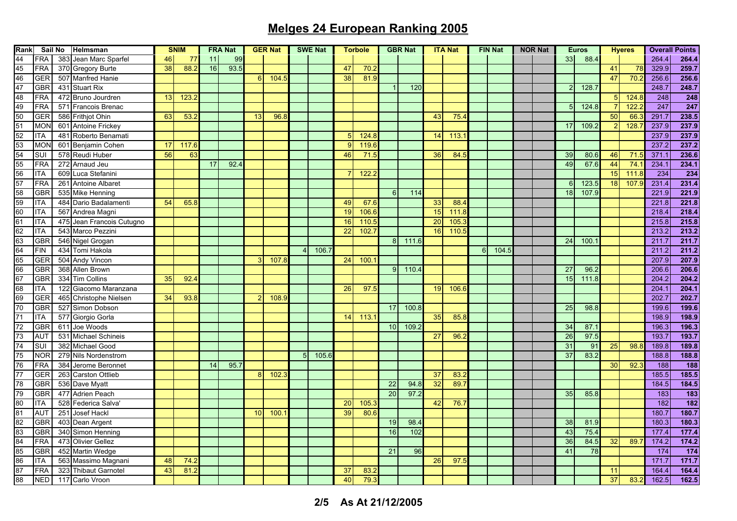# Melges 24 European Ranking 2005

| Rank | Sail No | | Helmsman | SNIM | | FRA Nat | | GER Nat | | SWE Nat | | Torbole | | GBR Nat | | ITA Nat | | FIN Nat | | NOR Nat | | Euros | | Hyeres | | Overall Points | |
|---|---|---|---|---|---|---|---|---|---|---|---|---|---|---|---|---|---|---|---|---|---|---|---|---|---|---|---|
| 44 | FRA | 383 | Jean Marc Sparfel | 46 | 77 | 11 | 99 | | | | | | | | | | | | | | | 33 | 88.4 | | | 264.4 | **264.4** |
| 45 | FRA | 370 | Gregory Burte | 38 | 88.2 | 16 | 93.5 | | | | | 47 | 70.2 | | | | | | | | | | | 41 | 78 | 329.9 | **259.7** |
| 46 | GER | 507 | Manfred Hanie | | | | | 6 | 104.5 | | | 38 | 81.9 | | | | | | | | | | | 47 | 70.2 | 256.6 | **256.6** |
| 47 | GBR | 431 | Stuart Rix | | | | | | | | | | | 1 | 120 | | | | | | | 2 | 128.7 | | | 248.7 | **248.7** |
| 48 | FRA | 472 | Bruno Jourdren | 13 | 123.2 | | | | | | | | | | | | | | | | | | | 5 | 124.8 | 248 | **248** |
| 49 | FRA | 571 | Francois Brenac | | | | | | | | | | | | | | | | | | | 5 | 124.8 | 7 | 122.2 | 247 | **247** |
| 50 | GER | 586 | Frithjot Ohin | 63 | 53.2 | | | 13 | 96.8 | | | | | | | 43 | 75.4 | | | | | | | 50 | 66.3 | 291.7 | **238.5** |
| 51 | MON | 601 | Antoine Frickey | | | | | | | | | | | | | | | | | | | 17 | 109.2 | 2 | 128.7 | 237.9 | **237.9** |
| 52 | ITA | 481 | Roberto Benamati | | | | | | | | | 5 | 124.8 | | | 14 | 113.1 | | | | | | | | | 237.9 | **237.9** |
| 53 | MON | 601 | Benjamin Cohen | 17 | 117.6 | | | | | | | 9 | 119.6 | | | | | | | | | | | | | 237.2 | **237.2** |
| 54 | SUI | 578 | Reudi Huber | 56 | 63 | | | | | | | 46 | 71.5 | | | 36 | 84.5 | | | | | 39 | 80.6 | 46 | 71.5 | 371.1 | **236.6** |
| 55 | FRA | 272 | Arnaud Jeu | | | 17 | 92.4 | | | | | | | | | | | | | | | 49 | 67.6 | 44 | 74.1 | 234.1 | **234.1** |
| 56 | ITA | 609 | Luca Stefanini | | | | | | | | | 7 | 122.2 | | | | | | | | | | | 15 | 111.8 | 234 | **234** |
| 57 | FRA | 261 | Antoine Albaret | | | | | | | | | | | | | | | | | | | 6 | 123.5 | 18 | 107.9 | 231.4 | **231.4** |
| 58 | GBR | 535 | Mike Henning | | | | | | | | | | | 6 | 114 | | | | | | | 18 | 107.9 | | | 221.9 | **221.9** |
| 59 | ITA | 484 | Dario Badalamenti | 54 | 65.8 | | | | | | | 49 | 67.6 | | | 33 | 88.4 | | | | | | | | | 221.8 | **221.8** |
| 60 | ITA | 567 | Andrea Magni | | | | | | | | | 19 | 106.6 | | | 15 | 111.8 | | | | | | | | | 218.4 | **218.4** |
| 61 | ITA | 475 | Jean Francois Cutugno | | | | | | | | | 16 | 110.5 | | | 20 | 105.3 | | | | | | | | | 215.8 | **215.8** |
| 62 | ITA | 543 | Marco Pezzini | | | | | | | | | 22 | 102.7 | | | 16 | 110.5 | | | | | | | | | 213.2 | **213.2** |
| 63 | GBR | 546 | Nigel Grogan | | | | | | | | | | | 8 | 111.6 | | | | | | | 24 | 100.1 | | | 211.7 | **211.7** |
| 64 | FIN | 434 | Tomi Hakola | | | | | | | 4 | 106.7 | | | | | | | 6 | 104.5 | | | | | | | 211.2 | **211.2** |
| 65 | GER | 504 | Andy Vincon | | | | | 3 | 107.8 | | | 24 | 100.1 | | | | | | | | | | | | | 207.9 | **207.9** |
| 66 | GBR | 368 | Allen Brown | | | | | | | | | | | 9 | 110.4 | | | | | | | 27 | 96.2 | | | 206.6 | **206.6** |
| 67 | GBR | 334 | Tim Collins | 35 | 92.4 | | | | | | | | | | | | | | | | | 15 | 111.8 | | | 204.2 | **204.2** |
| 68 | ITA | 122 | Giacomo Maranzana | | | | | | | | | 26 | 97.5 | | | 19 | 106.6 | | | | | | | | | 204.1 | **204.1** |
| 69 | GER | 465 | Christophe Nielsen | 34 | 93.8 | | | 2 | 108.9 | | | | | | | | | | | | | | | | | 202.7 | **202.7** |
| 70 | GBR | 527 | Simon Dobson | | | | | | | | | | | 17 | 100.8 | | | | | | | 25 | 98.8 | | | 199.6 | **199.6** |
| 71 | ITA | 577 | Giorgio Gorla | | | | | | | | | 14 | 113.1 | | | 35 | 85.8 | | | | | | | | | 198.9 | **198.9** |
| 72 | GBR | 611 | Joe Woods | | | | | | | | | | | 10 | 109.2 | | | | | | | 34 | 87.1 | | | 196.3 | **196.3** |
| 73 | AUT | 531 | Michael Schineis | | | | | | | | | | | | | 27 | 96.2 | | | | | 26 | 97.5 | | | 193.7 | **193.7** |
| 74 | SUI | 382 | Michael Good | | | | | | | | | | | | | | | | | | | 31 | 91 | 25 | 98.8 | 189.8 | **189.8** |
| 75 | NOR | 279 | Nils Nordenstrom | | | | | | | 5 | 105.6 | | | | | | | | | | | 37 | 83.2 | | | 188.8 | **188.8** |
| 76 | FRA | 384 | Jerome Beronnet | | | 14 | 95.7 | | | | | | | | | | | | | | | | | 30 | 92.3 | 188 | **188** |
| 77 | GER | 263 | Carston Ottlieb | | | | | 8 | 102.3 | | | | | | | 37 | 83.2 | | | | | | | | | 185.5 | **185.5** |
| 78 | GBR | 536 | Dave Myatt | | | | | | | | | | | 22 | 94.8 | 32 | 89.7 | | | | | | | | | 184.5 | **184.5** |
| 79 | GBR | 477 | Adrien Peach | | | | | | | | | | | 20 | 97.2 | | | | | | | 35 | 85.8 | | | 183 | **183** |
| 80 | ITA | 528 | Federica Salva' | | | | | | | | | 20 | 105.3 | | | 42 | 76.7 | | | | | | | | | 182 | **182** |
| 81 | AUT | 251 | Josef Hackl | | | | | 10 | 100.1 | | | 39 | 80.6 | | | | | | | | | | | | | 180.7 | **180.7** |
| 82 | GBR | 403 | Dean Argent | | | | | | | | | | | 19 | 98.4 | | | | | | | 38 | 81.9 | | | 180.3 | **180.3** |
| 83 | GBR | 340 | Simon Henning | | | | | | | | | | | 16 | 102 | | | | | | | 43 | 75.4 | | | 177.4 | **177.4** |
| 84 | FRA | 473 | Olivier Gellez | | | | | | | | | | | | | | | | | | | 36 | 84.5 | 32 | 89.7 | 174.2 | **174.2** |
| 85 | GBR | 452 | Martin Wedge | | | | | | | | | | | 21 | 96 | | | | | | | 41 | 78 | | | 174 | **174** |
| 86 | ITA | 563 | Massimo Magnani | 48 | 74.2 | | | | | | | | | | | 26 | 97.5 | | | | | | | | | 171.7 | **171.7** |
| 87 | FRA | 323 | Thibaut Garnotel | 43 | 81.2 | | | | | | | 37 | 83.2 | | | | | | | | | | | 11 | | 164.4 | **164.4** |
| 88 | NED | 117 | Carlo Vroon | | | | | | | | | 40 | 79.3 | | | | | | | | | | | 37 | 83.2 | 162.5 | **162.5** |

As At 21/12/2005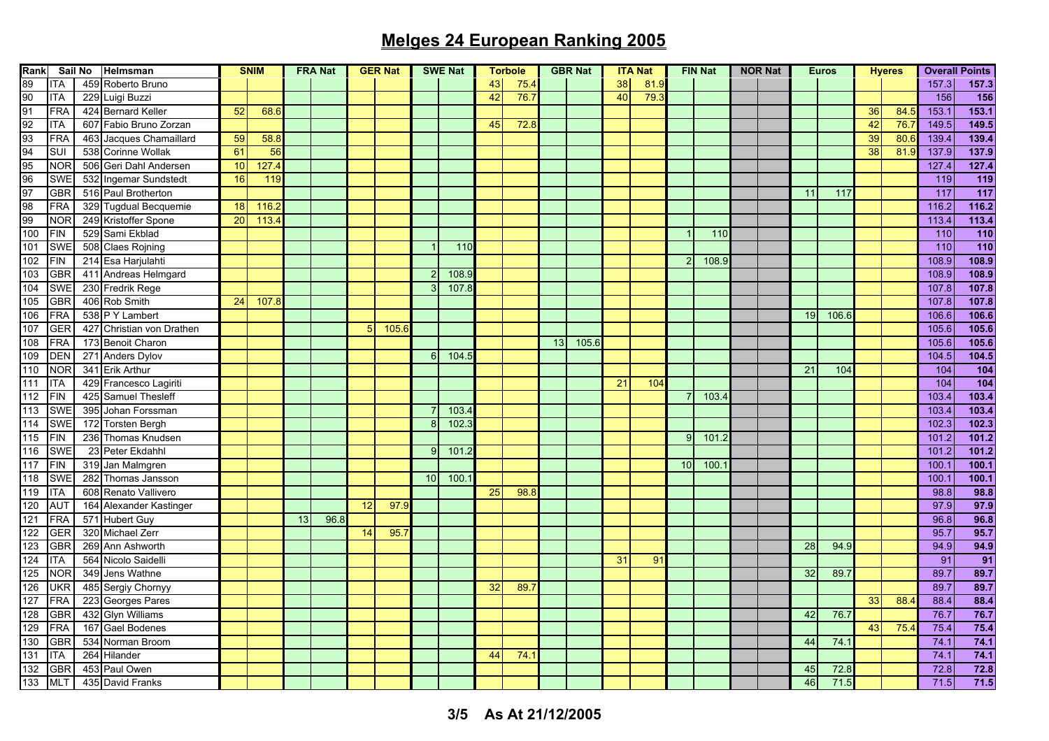# Melges 24 European Ranking 2005

| Rank | Sail No | | Helmsman | SNIM | | FRA Nat | | GER Nat | | SWE Nat | | Torbole | | GBR Nat | | ITA Nat | | FIN Nat | | NOR Nat | | Euros | | Hyeres | | Overall Points | |
|---|---|---|---|---|---|---|---|---|---|---|---|---|---|---|---|---|---|---|---|---|---|---|---|---|---|---|---|
| 89 | ITA | 459 | Roberto Bruno | | | | | | | | | 43 | 75.4 | | | 38 | 81.9 | | | | | | | | | 157.3 | 157.3 |
| 90 | ITA | 229 | Luigi Buzzi | | | | | | | | | 42 | 76.7 | | | 40 | 79.3 | | | | | | | | | 156 | 156 |
| 91 | FRA | 424 | Bernard Keller | 52 | 68.6 | | | | | | | | | | | | | | | | | | | 36 | 84.5 | 153.1 | 153.1 |
| 92 | ITA | 607 | Fabio Bruno Zorzan | | | | | | | | | 45 | 72.8 | | | | | | | | | | | 42 | 76.7 | 149.5 | 149.5 |
| 93 | FRA | 463 | Jacques Chamaillard | 59 | 58.8 | | | | | | | | | | | | | | | | | | | 39 | 80.6 | 139.4 | 139.4 |
| 94 | SUI | 538 | Corinne Wollak | 61 | 56 | | | | | | | | | | | | | | | | | | | 38 | 81.9 | 137.9 | 137.9 |
| 95 | NOR | 506 | Geri Dahl Andersen | 10 | 127.4 | | | | | | | | | | | | | | | | | | | | | 127.4 | 127.4 |
| 96 | SWE | 532 | Ingemar Sundstedt | 16 | 119 | | | | | | | | | | | | | | | | | | | | | 119 | 119 |
| 97 | GBR | 516 | Paul Brotherton | | | | | | | | | | | | | | | | | | | 11 | 117 | | | 117 | 117 |
| 98 | FRA | 329 | Tugdual Becquemie | 18 | 116.2 | | | | | | | | | | | | | | | | | | | | | 116.2 | 116.2 |
| 99 | NOR | 249 | Kristoffer Spone | 20 | 113.4 | | | | | | | | | | | | | | | | | | | | | 113.4 | 113.4 |
| 100 | FIN | 529 | Sami Ekblad | | | | | | | | | | | | | | | 1 | 110 | | | | | | | 110 | 110 |
| 101 | SWE | 508 | Claes Rojning | | | | | | | 1 | 110 | | | | | | | | | | | | | | | 110 | 110 |
| 102 | FIN | 214 | Esa Harjulahti | | | | | | | | | | | | | | | 2 | 108.9 | | | | | | | 108.9 | 108.9 |
| 103 | GBR | 411 | Andreas Helmgard | | | | | | | 2 | 108.9 | | | | | | | | | | | | | | | 108.9 | 108.9 |
| 104 | SWE | 230 | Fredrik Rege | | | | | | | 3 | 107.8 | | | | | | | | | | | | | | | 107.8 | 107.8 |
| 105 | GBR | 406 | Rob Smith | 24 | 107.8 | | | | | | | | | | | | | | | | | | | | | 107.8 | 107.8 |
| 106 | FRA | 538 | P Y Lambert | | | | | | | | | | | | | | | | | | | 19 | 106.6 | | | 106.6 | 106.6 |
| 107 | GER | 427 | Christian von Drathen | | | | | 5 | 105.6 | | | | | | | | | | | | | | | | | 105.6 | 105.6 |
| 108 | FRA | 173 | Benoit Charon | | | | | | | | | | | 13 | 105.6 | | | | | | | | | | | 105.6 | 105.6 |
| 109 | DEN | 271 | Anders Dylov | | | | | | | 6 | 104.5 | | | | | | | | | | | | | | | 104.5 | 104.5 |
| 110 | NOR | 341 | Erik Arthur | | | | | | | | | | | | | | | | | | | 21 | 104 | | | 104 | 104 |
| 111 | ITA | 429 | Francesco Lagiriti | | | | | | | | | | | | | 21 | 104 | | | | | | | | | 104 | 104 |
| 112 | FIN | 425 | Samuel Thesleff | | | | | | | | | | | | | | | 7 | 103.4 | | | | | | | 103.4 | 103.4 |
| 113 | SWE | 395 | Johan Forssman | | | | | | | 7 | 103.4 | | | | | | | | | | | | | | | 103.4 | 103.4 |
| 114 | SWE | 172 | Torsten Bergh | | | | | | | 8 | 102.3 | | | | | | | | | | | | | | | 102.3 | 102.3 |
| 115 | FIN | 236 | Thomas Knudsen | | | | | | | | | | | | | | | 9 | 101.2 | | | | | | | 101.2 | 101.2 |
| 116 | SWE | 23 | Peter Ekdahhl | | | | | | | 9 | 101.2 | | | | | | | | | | | | | | | 101.2 | 101.2 |
| 117 | FIN | 319 | Jan Malmgren | | | | | | | | | | | | | | | 10 | 100.1 | | | | | | | 100.1 | 100.1 |
| 118 | SWE | 282 | Thomas Jansson | | | | | | | 10 | 100.1 | | | | | | | | | | | | | | | 100.1 | 100.1 |
| 119 | ITA | 608 | Renato Vallivero | | | | | | | | | 25 | 98.8 | | | | | | | | | | | | | 98.8 | 98.8 |
| 120 | AUT | 164 | Alexander Kastinger | | | | | 12 | 97.9 | | | | | | | | | | | | | | | | | 97.9 | 97.9 |
| 121 | FRA | 571 | Hubert Guy | | | 13 | 96.8 | | | | | | | | | | | | | | | | | | | 96.8 | 96.8 |
| 122 | GER | 320 | Michael Zerr | | | | | 14 | 95.7 | | | | | | | | | | | | | | | | | 95.7 | 95.7 |
| 123 | GBR | 269 | Ann Ashworth | | | | | | | | | | | | | | | | | | | 28 | 94.9 | | | 94.9 | 94.9 |
| 124 | ITA | 564 | Nicolo Saidelli | | | | | | | | | | | | | 31 | 91 | | | | | | | | | 91 | 91 |
| 125 | NOR | 349 | Jens Wathne | | | | | | | | | | | | | | | | | | | 32 | 89.7 | | | 89.7 | 89.7 |
| 126 | UKR | 485 | Sergiy Chornyy | | | | | | | | | 32 | 89.7 | | | | | | | | | | | | | 89.7 | 89.7 |
| 127 | FRA | 223 | Georges Pares | | | | | | | | | | | | | | | | | | | | | 33 | 88.4 | 88.4 | 88.4 |
| 128 | GBR | 432 | Glyn Williams | | | | | | | | | | | | | | | | | | | 42 | 76.7 | | | 76.7 | 76.7 |
| 129 | FRA | 167 | Gael Bodenes | | | | | | | | | | | | | | | | | | | | | 43 | 75.4 | 75.4 | 75.4 |
| 130 | GBR | 534 | Norman Broom | | | | | | | | | | | | | | | | | | | 44 | 74.1 | | | 74.1 | 74.1 |
| 131 | ITA | 264 | Hilander | | | | | | | | | 44 | 74.1 | | | | | | | | | | | | | 74.1 | 74.1 |
| 132 | GBR | 453 | Paul Owen | | | | | | | | | | | | | | | | | | | 45 | 72.8 | | | 72.8 | 72.8 |
| 133 | MLT | 435 | David Franks | | | | | | | | | | | | | | | | | | | 46 | 71.5 | | | 71.5 | 71.5 |

3/5 As At 21/12/2005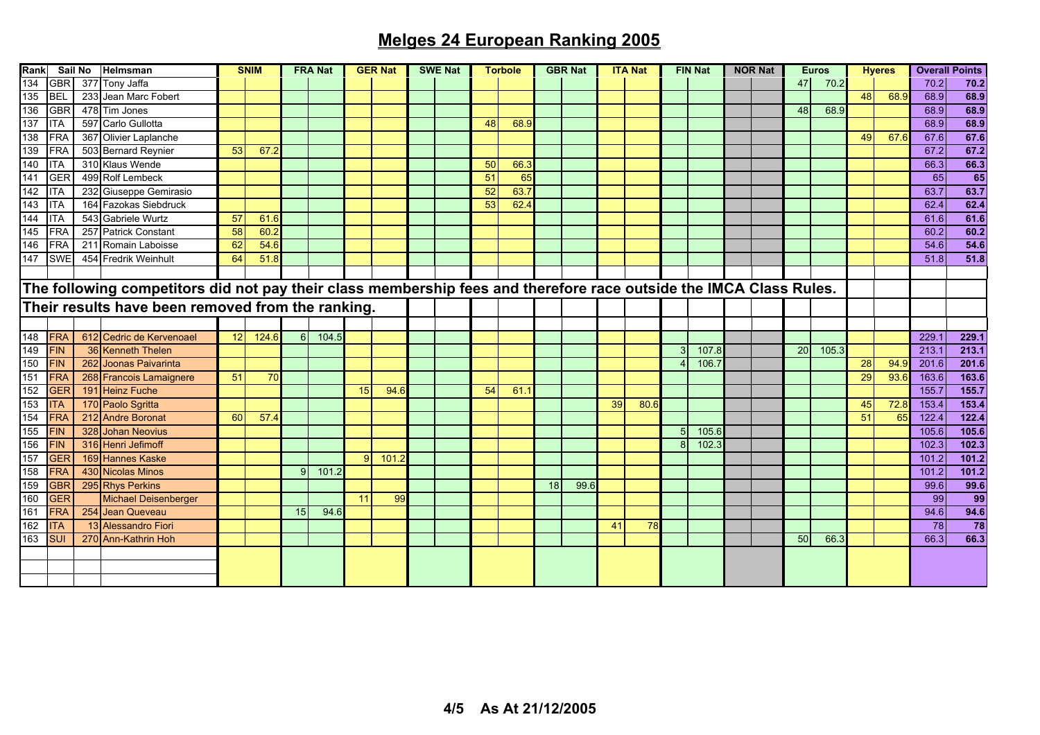# Melges 24 European Ranking 2005

| Rank | Sail No | | Helmsman | SNIM | | FRA Nat | | GER Nat | | SWE Nat | | Torbole | | GBR Nat | | ITA Nat | | FIN Nat | | NOR Nat | | Euros | | Hyeres | | Overall Points | |
|---|---|---|---|---|---|---|---|---|---|---|---|---|---|---|---|---|---|---|---|---|---|---|---|---|---|---|---|
| 134 | GBR | 377 | Tony Jaffa | | | | | | | | | | | | | | | | | | | 47 | 70.2 | | | 70.2 | 70.2 |
| 135 | BEL | 233 | Jean Marc Fobert | | | | | | | | | | | | | | | | | | | | | 48 | 68.9 | 68.9 | 68.9 |
| 136 | GBR | 478 | Tim Jones | | | | | | | | | | | | | | | | | | | 48 | 68.9 | | | 68.9 | 68.9 |
| 137 | ITA | 597 | Carlo Gullotta | | | | | | | | | 48 | 68.9 | | | | | | | | | | | | | 68.9 | 68.9 |
| 138 | FRA | 367 | Olivier Laplanche | | | | | | | | | | | | | | | | | | | | | 49 | 67.6 | 67.6 | 67.6 |
| 139 | FRA | 503 | Bernard Reynier | 53 | 67.2 | | | | | | | | | | | | | | | | | | | | | 67.2 | 67.2 |
| 140 | ITA | 310 | Klaus Wende | | | | | | | | | 50 | 66.3 | | | | | | | | | | | | | 66.3 | 66.3 |
| 141 | GER | 499 | Rolf Lembeck | | | | | | | | | 51 | 65 | | | | | | | | | | | | | 65 | 65 |
| 142 | ITA | 232 | Giuseppe Gemirasio | | | | | | | | | 52 | 63.7 | | | | | | | | | | | | | 63.7 | 63.7 |
| 143 | ITA | 164 | Fazokas Siebdruck | | | | | | | | | 53 | 62.4 | | | | | | | | | | | | | 62.4 | 62.4 |
| 144 | ITA | 543 | Gabriele Wurtz | 57 | 61.6 | | | | | | | | | | | | | | | | | | | | | 61.6 | 61.6 |
| 145 | FRA | 257 | Patrick Constant | 58 | 60.2 | | | | | | | | | | | | | | | | | | | | | 60.2 | 60.2 |
| 146 | FRA | 211 | Romain Laboisse | 62 | 54.6 | | | | | | | | | | | | | | | | | | | | | 54.6 | 54.6 |
| 147 | SWE | 454 | Fredrik Weinhult | 64 | 51.8 | | | | | | | | | | | | | | | | | | | | | 51.8 | 51.8 |

**The following competitors did not pay their class membership fees and therefore race outside the IMCA Class Rules.**

**Their results have been removed from the ranking.**

| Rank | Sail No | | Helmsman | SNIM | | FRA Nat | | GER Nat | | SWE Nat | | Torbole | | GBR Nat | | ITA Nat | | FIN Nat | | NOR Nat | | Euros | | Hyeres | | Overall Points | |
|---|---|---|---|---|---|---|---|---|---|---|---|---|---|---|---|---|---|---|---|---|---|---|---|---|---|---|---|
| 148 | FRA | 612 | Cedric de Kervenoael | 12 | 124.6 | 6 | 104.5 | | | | | | | | | | | | | | | | | | | 229.1 | 229.1 |
| 149 | FIN | 36 | Kenneth Thelen | | | | | | | | | | | | | | | 3 | 107.8 | | | 20 | 105.3 | | | 213.1 | 213.1 |
| 150 | FIN | 262 | Joonas Paivarinta | | | | | | | | | | | | | | | 4 | 106.7 | | | | | 28 | 94.9 | 201.6 | 201.6 |
| 151 | FRA | 268 | Francois Lamaignere | 51 | 70 | | | | | | | | | | | | | | | | | | | 29 | 93.6 | 163.6 | 163.6 |
| 152 | GER | 191 | Heinz Fuche | | | | | 15 | 94.6 | | | 54 | 61.1 | | | | | | | | | | | | | 155.7 | 155.7 |
| 153 | ITA | 170 | Paolo Sgritta | | | | | | | | | | | | | 39 | 80.6 | | | | | | | 45 | 72.8 | 153.4 | 153.4 |
| 154 | FRA | 212 | Andre Boronat | 60 | 57.4 | | | | | | | | | | | | | | | | | | | 51 | 65 | 122.4 | 122.4 |
| 155 | FIN | 328 | Johan Neovius | | | | | | | | | | | | | | | 5 | 105.6 | | | | | | | 105.6 | 105.6 |
| 156 | FIN | 316 | Henri Jefimoff | | | | | | | | | | | | | | | 8 | 102.3 | | | | | | | 102.3 | 102.3 |
| 157 | GER | 169 | Hannes Kaske | | | | | 9 | 101.2 | | | | | | | | | | | | | | | | | 101.2 | 101.2 |
| 158 | FRA | 430 | Nicolas Minos | | | 9 | 101.2 | | | | | | | | | | | | | | | | | | | 101.2 | 101.2 |
| 159 | GBR | 295 | Rhys Perkins | | | | | | | | | | | 18 | 99.6 | | | | | | | | | | | 99.6 | 99.6 |
| 160 | GER | | Michael Deisenberger | | | | | 11 | 99 | | | | | | | | | | | | | | | | | 99 | 99 |
| 161 | FRA | 254 | Jean Queveau | | | 15 | 94.6 | | | | | | | | | | | | | | | | | | | 94.6 | 94.6 |
| 162 | ITA | 13 | Alessandro Fiori | | | | | | | | | | | | | 41 | 78 | | | | | | | | | 78 | 78 |
| 163 | SUI | 270 | Ann-Kathrin Hoh | | | | | | | | | | | | | | | | | | | 50 | 66.3 | | | 66.3 | 66.3 |

**As At 21/12/2005**